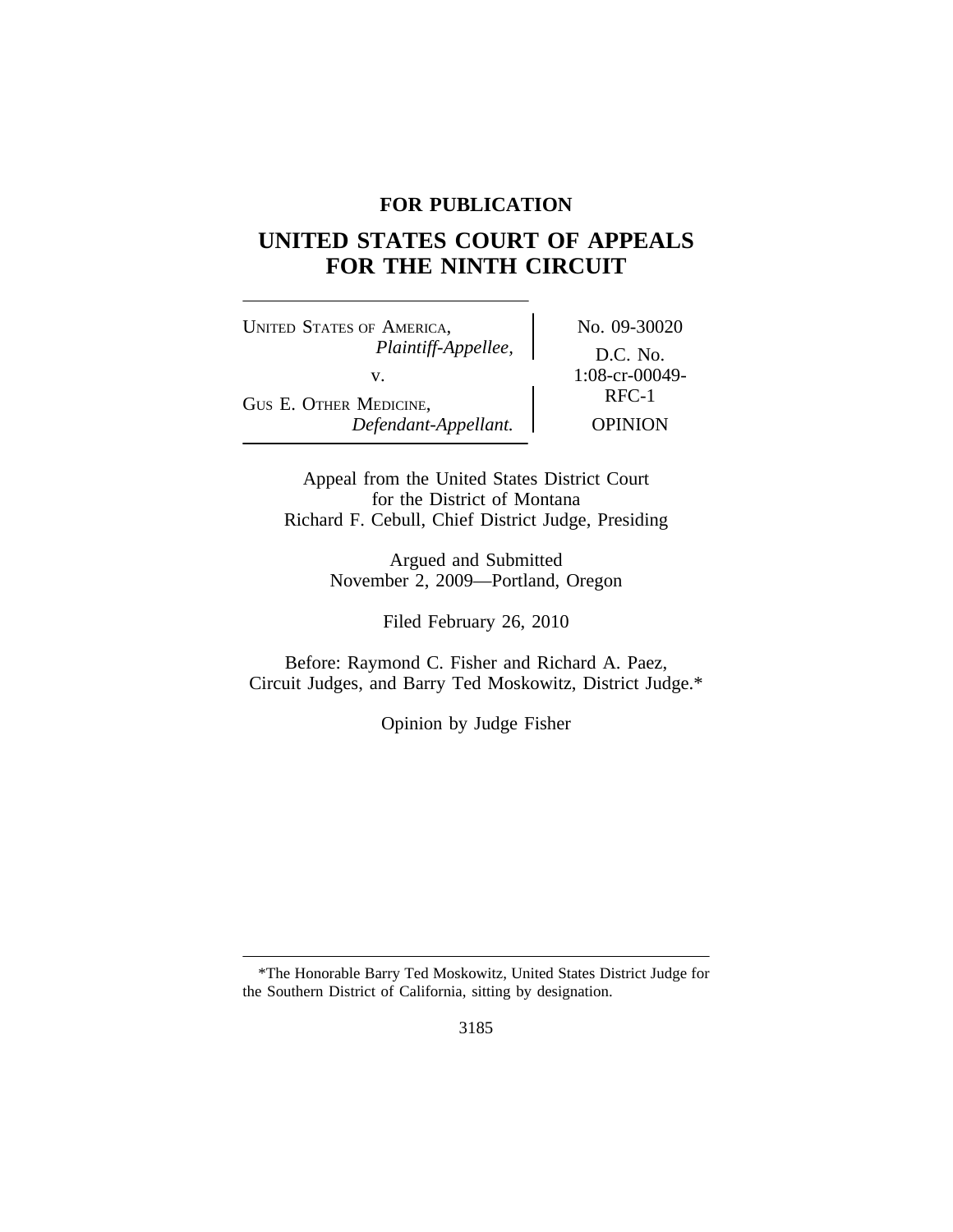**FOR PUBLICATION**

# UNITED STATES COURT OF APPEALS FOR THE NINTH CIRCUIT

| | |
|---|---|
| UNITED STATES OF AMERICA, *Plaintiff-Appellee,* v. GUS E. OTHER MEDICINE, *Defendant-Appellant.* | No. 09-30020 D.C. No. 1:08-cr-00049-RFC-1 OPINION |

Appeal from the United States District Court
for the District of Montana
Richard F. Cebull, Chief District Judge, Presiding

Argued and Submitted
November 2, 2009—Portland, Oregon

Filed February 26, 2010

Before: Raymond C. Fisher and Richard A. Paez,
Circuit Judges, and Barry Ted Moskowitz, District Judge.*

Opinion by Judge Fisher

---

*The Honorable Barry Ted Moskowitz, United States District Judge for the Southern District of California, sitting by designation.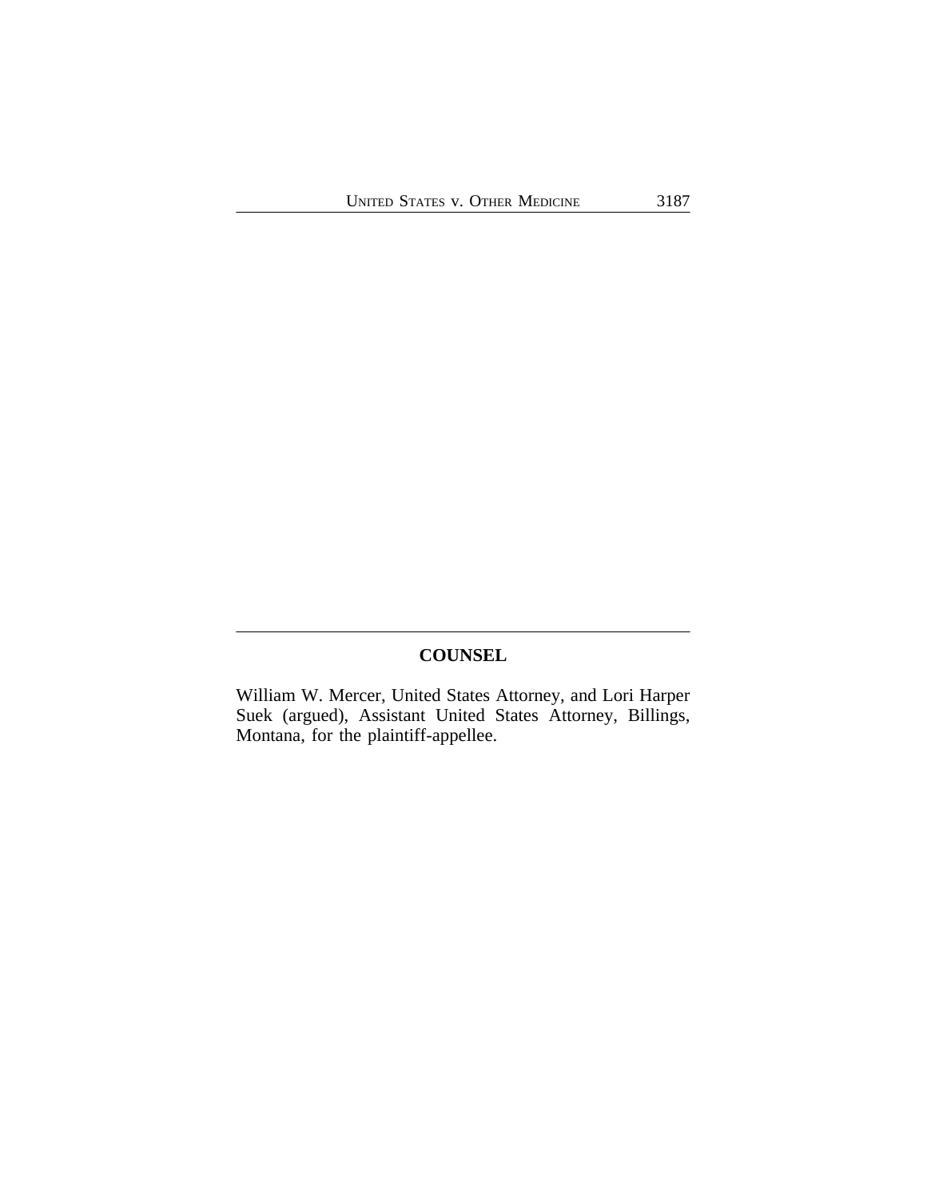## COUNSEL

William W. Mercer, United States Attorney, and Lori Harper Suek (argued), Assistant United States Attorney, Billings, Montana, for the plaintiff-appellee.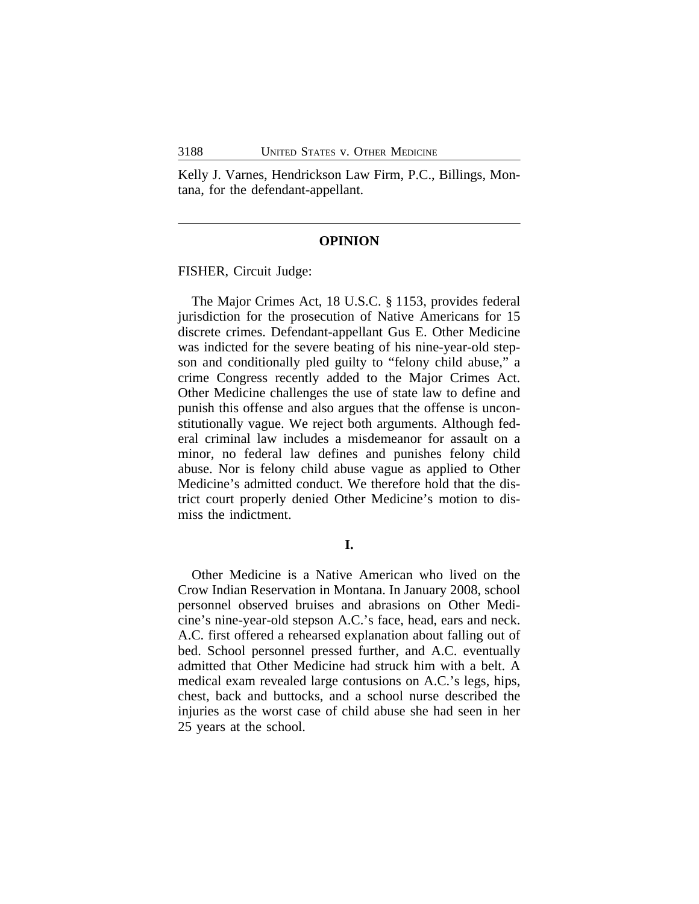Kelly J. Varnes, Hendrickson Law Firm, P.C., Billings, Montana, for the defendant-appellant.

---

## OPINION

FISHER, Circuit Judge:

The Major Crimes Act, 18 U.S.C. § 1153, provides federal jurisdiction for the prosecution of Native Americans for 15 discrete crimes. Defendant-appellant Gus E. Other Medicine was indicted for the severe beating of his nine-year-old stepson and conditionally pled guilty to "felony child abuse," a crime Congress recently added to the Major Crimes Act. Other Medicine challenges the use of state law to define and punish this offense and also argues that the offense is unconstitutionally vague. We reject both arguments. Although federal criminal law includes a misdemeanor for assault on a minor, no federal law defines and punishes felony child abuse. Nor is felony child abuse vague as applied to Other Medicine's admitted conduct. We therefore hold that the district court properly denied Other Medicine's motion to dismiss the indictment.

### I.

Other Medicine is a Native American who lived on the Crow Indian Reservation in Montana. In January 2008, school personnel observed bruises and abrasions on Other Medicine's nine-year-old stepson A.C.'s face, head, ears and neck. A.C. first offered a rehearsed explanation about falling out of bed. School personnel pressed further, and A.C. eventually admitted that Other Medicine had struck him with a belt. A medical exam revealed large contusions on A.C.'s legs, hips, chest, back and buttocks, and a school nurse described the injuries as the worst case of child abuse she had seen in her 25 years at the school.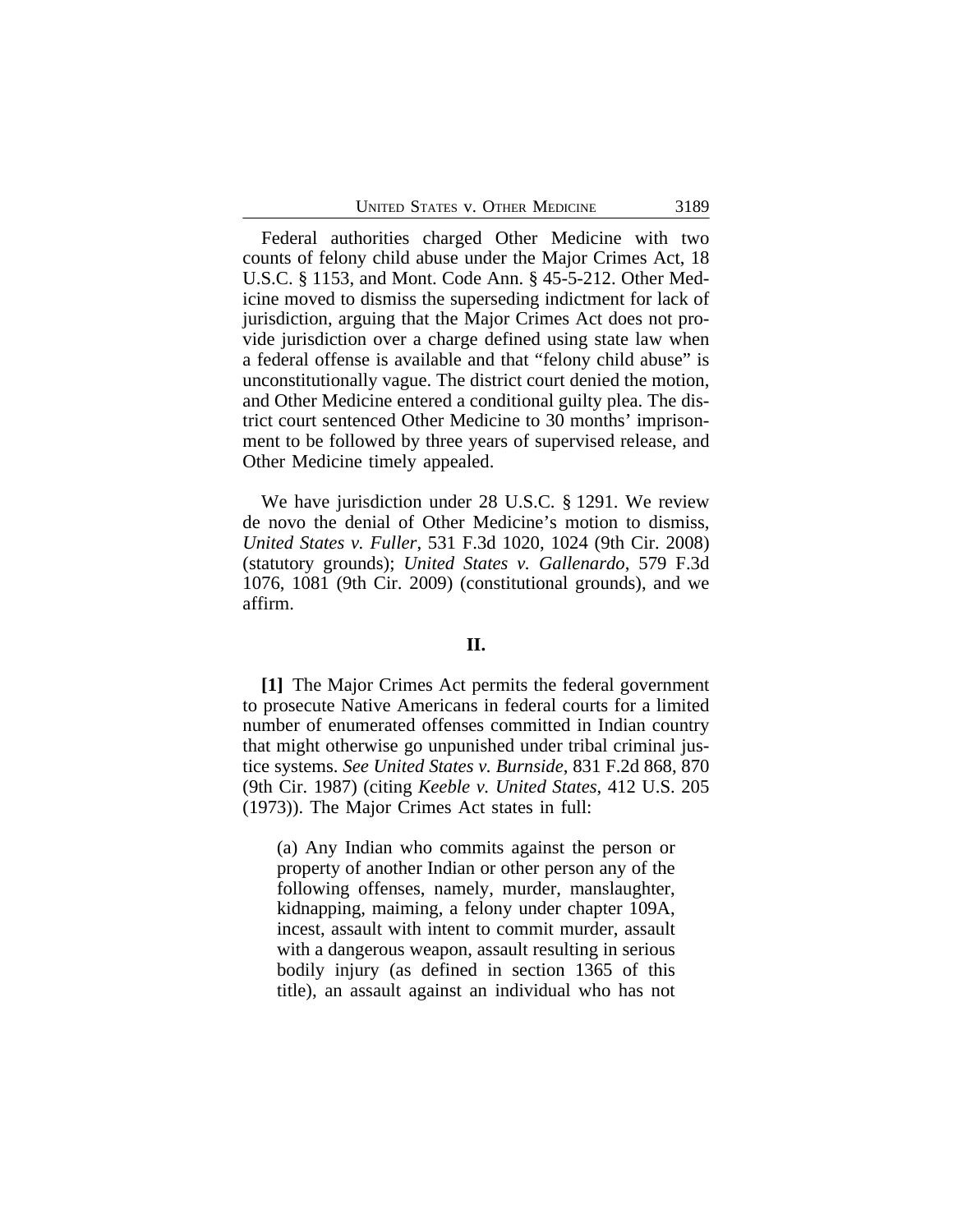Federal authorities charged Other Medicine with two counts of felony child abuse under the Major Crimes Act, 18 U.S.C. § 1153, and Mont. Code Ann. § 45-5-212. Other Medicine moved to dismiss the superseding indictment for lack of jurisdiction, arguing that the Major Crimes Act does not provide jurisdiction over a charge defined using state law when a federal offense is available and that "felony child abuse" is unconstitutionally vague. The district court denied the motion, and Other Medicine entered a conditional guilty plea. The district court sentenced Other Medicine to 30 months' imprisonment to be followed by three years of supervised release, and Other Medicine timely appealed.

We have jurisdiction under 28 U.S.C. § 1291. We review de novo the denial of Other Medicine's motion to dismiss, *United States v. Fuller*, 531 F.3d 1020, 1024 (9th Cir. 2008) (statutory grounds); *United States v. Gallenardo*, 579 F.3d 1076, 1081 (9th Cir. 2009) (constitutional grounds), and we affirm.

## II.

**[1]** The Major Crimes Act permits the federal government to prosecute Native Americans in federal courts for a limited number of enumerated offenses committed in Indian country that might otherwise go unpunished under tribal criminal justice systems. *See United States v. Burnside*, 831 F.2d 868, 870 (9th Cir. 1987) (citing *Keeble v. United States*, 412 U.S. 205 (1973)). The Major Crimes Act states in full:

> (a) Any Indian who commits against the person or property of another Indian or other person any of the following offenses, namely, murder, manslaughter, kidnapping, maiming, a felony under chapter 109A, incest, assault with intent to commit murder, assault with a dangerous weapon, assault resulting in serious bodily injury (as defined in section 1365 of this title), an assault against an individual who has not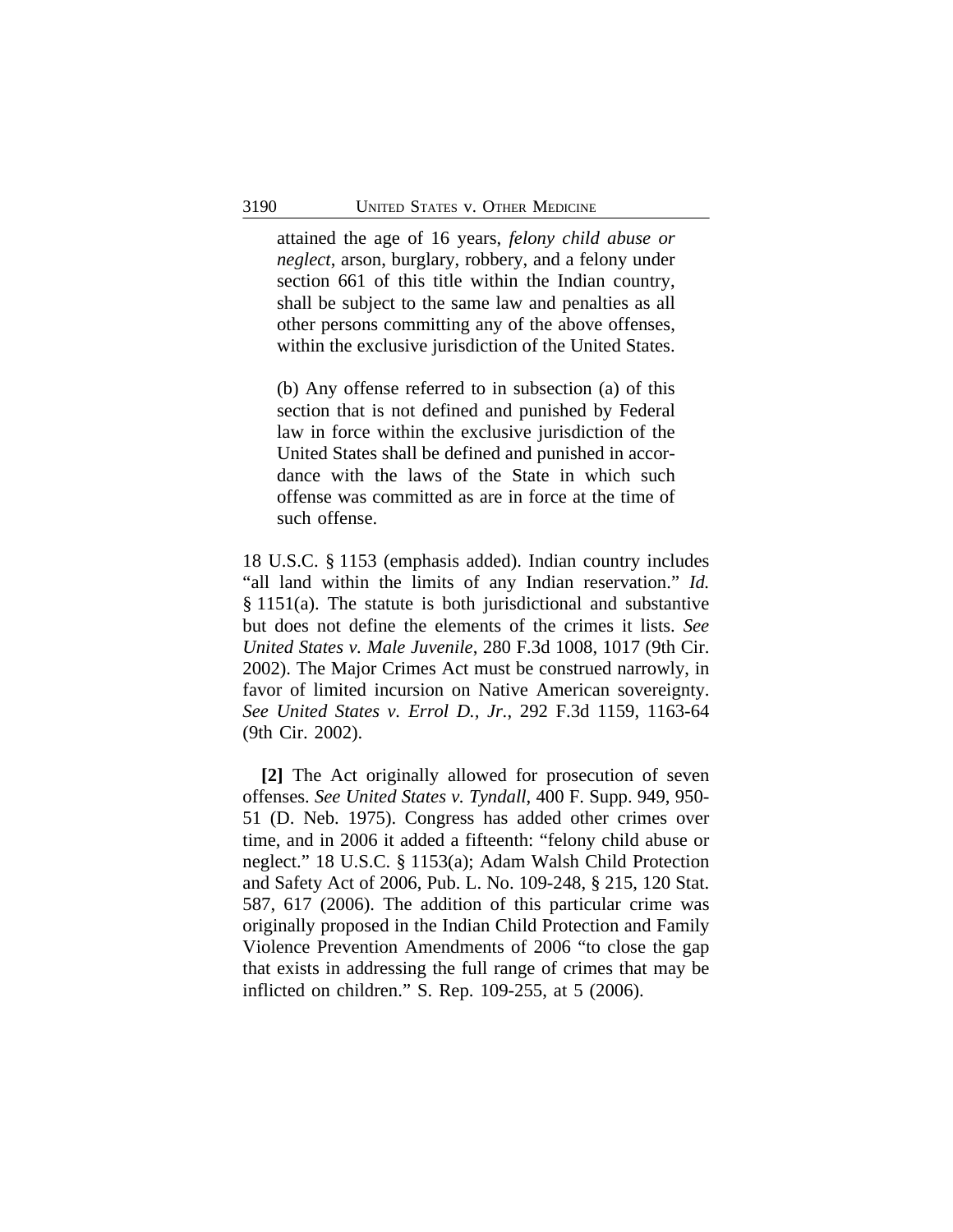> attained the age of 16 years, *felony child abuse or neglect*, arson, burglary, robbery, and a felony under section 661 of this title within the Indian country, shall be subject to the same law and penalties as all other persons committing any of the above offenses, within the exclusive jurisdiction of the United States.
>
> (b) Any offense referred to in subsection (a) of this section that is not defined and punished by Federal law in force within the exclusive jurisdiction of the United States shall be defined and punished in accordance with the laws of the State in which such offense was committed as are in force at the time of such offense.

18 U.S.C. § 1153 (emphasis added). Indian country includes "all land within the limits of any Indian reservation." *Id.* § 1151(a). The statute is both jurisdictional and substantive but does not define the elements of the crimes it lists. *See United States v. Male Juvenile*, 280 F.3d 1008, 1017 (9th Cir. 2002). The Major Crimes Act must be construed narrowly, in favor of limited incursion on Native American sovereignty. *See United States v. Errol D., Jr.*, 292 F.3d 1159, 1163-64 (9th Cir. 2002).

**[2]** The Act originally allowed for prosecution of seven offenses. *See United States v. Tyndall*, 400 F. Supp. 949, 950-51 (D. Neb. 1975). Congress has added other crimes over time, and in 2006 it added a fifteenth: "felony child abuse or neglect." 18 U.S.C. § 1153(a); Adam Walsh Child Protection and Safety Act of 2006, Pub. L. No. 109-248, § 215, 120 Stat. 587, 617 (2006). The addition of this particular crime was originally proposed in the Indian Child Protection and Family Violence Prevention Amendments of 2006 "to close the gap that exists in addressing the full range of crimes that may be inflicted on children." S. Rep. 109-255, at 5 (2006).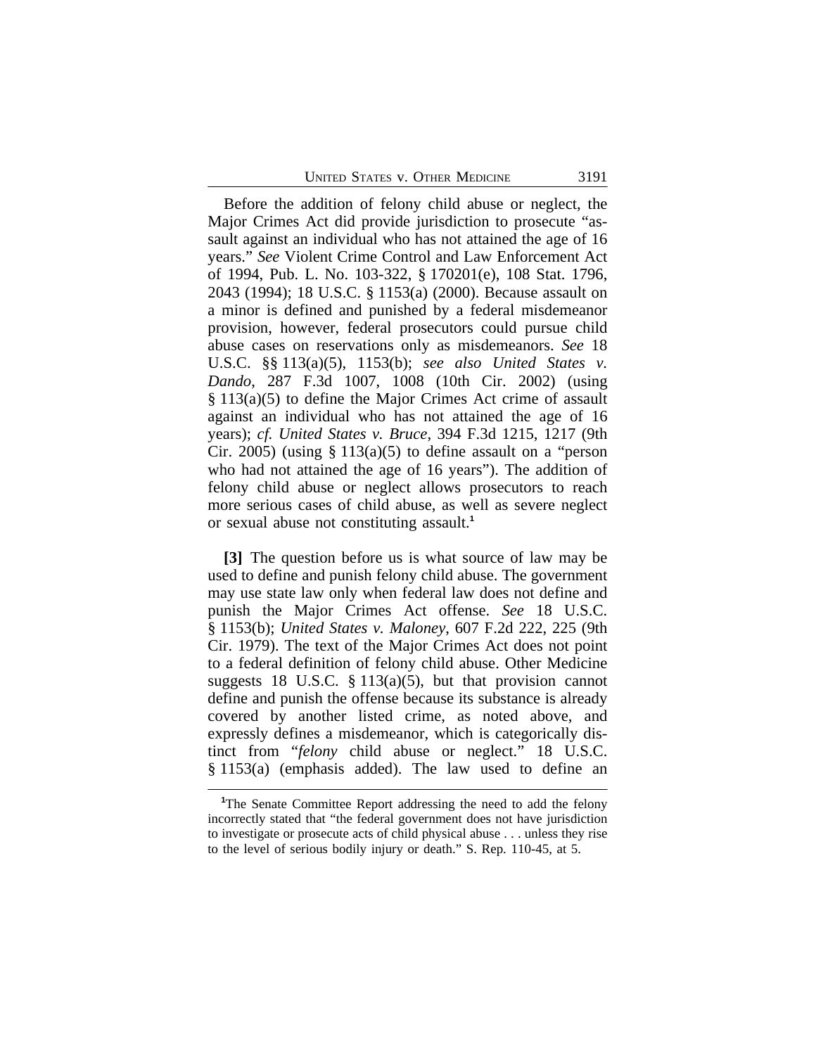Before the addition of felony child abuse or neglect, the Major Crimes Act did provide jurisdiction to prosecute "assault against an individual who has not attained the age of 16 years." *See* Violent Crime Control and Law Enforcement Act of 1994, Pub. L. No. 103-322, § 170201(e), 108 Stat. 1796, 2043 (1994); 18 U.S.C. § 1153(a) (2000). Because assault on a minor is defined and punished by a federal misdemeanor provision, however, federal prosecutors could pursue child abuse cases on reservations only as misdemeanors. *See* 18 U.S.C. §§ 113(a)(5), 1153(b); *see also United States v. Dando*, 287 F.3d 1007, 1008 (10th Cir. 2002) (using § 113(a)(5) to define the Major Crimes Act crime of assault against an individual who has not attained the age of 16 years); *cf. United States v. Bruce*, 394 F.3d 1215, 1217 (9th Cir. 2005) (using § 113(a)(5) to define assault on a "person who had not attained the age of 16 years"). The addition of felony child abuse or neglect allows prosecutors to reach more serious cases of child abuse, as well as severe neglect or sexual abuse not constituting assault.[1]

**[3]** The question before us is what source of law may be used to define and punish felony child abuse. The government may use state law only when federal law does not define and punish the Major Crimes Act offense. *See* 18 U.S.C. § 1153(b); *United States v. Maloney*, 607 F.2d 222, 225 (9th Cir. 1979). The text of the Major Crimes Act does not point to a federal definition of felony child abuse. Other Medicine suggests 18 U.S.C. § 113(a)(5), but that provision cannot define and punish the offense because its substance is already covered by another listed crime, as noted above, and expressly defines a misdemeanor, which is categorically distinct from "*felony* child abuse or neglect." 18 U.S.C. § 1153(a) (emphasis added). The law used to define an

[1]The Senate Committee Report addressing the need to add the felony incorrectly stated that "the federal government does not have jurisdiction to investigate or prosecute acts of child physical abuse . . . unless they rise to the level of serious bodily injury or death." S. Rep. 110-45, at 5.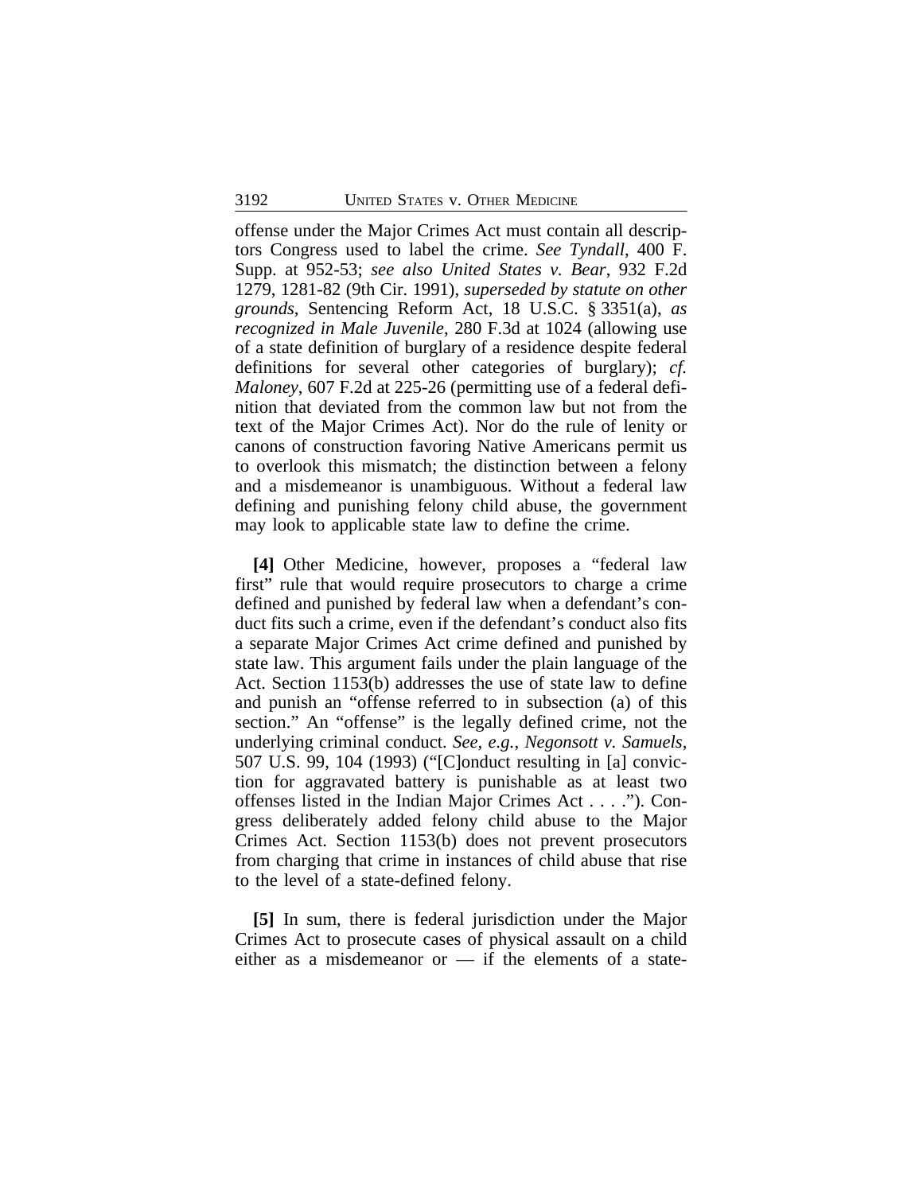offense under the Major Crimes Act must contain all descriptors Congress used to label the crime. *See Tyndall*, 400 F. Supp. at 952-53; *see also United States v. Bear*, 932 F.2d 1279, 1281-82 (9th Cir. 1991), *superseded by statute on other grounds*, Sentencing Reform Act, 18 U.S.C. § 3351(a), *as recognized in Male Juvenile*, 280 F.3d at 1024 (allowing use of a state definition of burglary of a residence despite federal definitions for several other categories of burglary); *cf. Maloney*, 607 F.2d at 225-26 (permitting use of a federal definition that deviated from the common law but not from the text of the Major Crimes Act). Nor do the rule of lenity or canons of construction favoring Native Americans permit us to overlook this mismatch; the distinction between a felony and a misdemeanor is unambiguous. Without a federal law defining and punishing felony child abuse, the government may look to applicable state law to define the crime.

**[4]** Other Medicine, however, proposes a "federal law first" rule that would require prosecutors to charge a crime defined and punished by federal law when a defendant's conduct fits such a crime, even if the defendant's conduct also fits a separate Major Crimes Act crime defined and punished by state law. This argument fails under the plain language of the Act. Section 1153(b) addresses the use of state law to define and punish an "offense referred to in subsection (a) of this section." An "offense" is the legally defined crime, not the underlying criminal conduct. *See, e.g.*, *Negonsott v. Samuels*, 507 U.S. 99, 104 (1993) ("[C]onduct resulting in [a] conviction for aggravated battery is punishable as at least two offenses listed in the Indian Major Crimes Act . . . ."). Congress deliberately added felony child abuse to the Major Crimes Act. Section 1153(b) does not prevent prosecutors from charging that crime in instances of child abuse that rise to the level of a state-defined felony.

**[5]** In sum, there is federal jurisdiction under the Major Crimes Act to prosecute cases of physical assault on a child either as a misdemeanor or — if the elements of a state-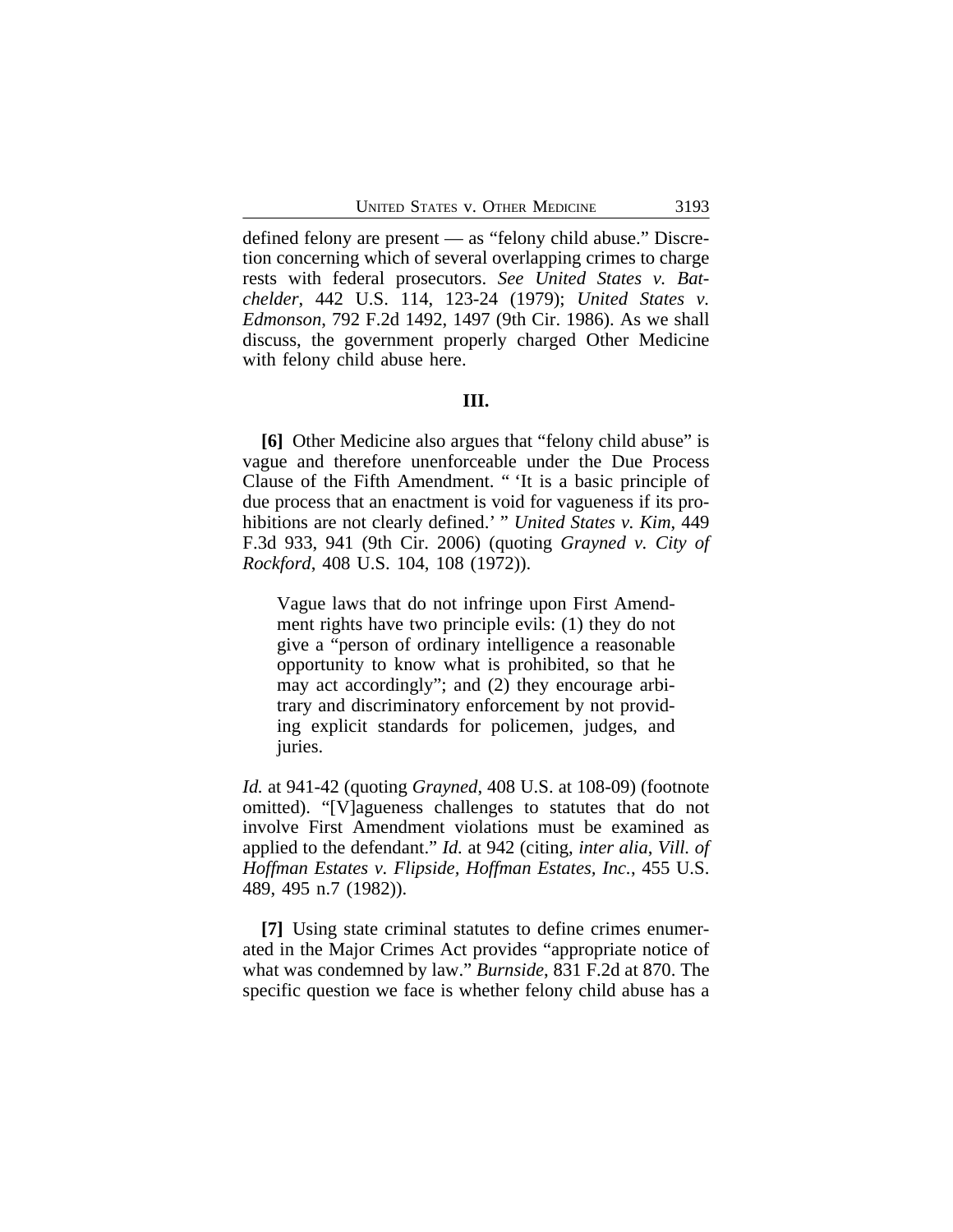defined felony are present — as "felony child abuse." Discretion concerning which of several overlapping crimes to charge rests with federal prosecutors. *See United States v. Batchelder*, 442 U.S. 114, 123-24 (1979); *United States v. Edmonson*, 792 F.2d 1492, 1497 (9th Cir. 1986). As we shall discuss, the government properly charged Other Medicine with felony child abuse here.

## III.

**[6]** Other Medicine also argues that "felony child abuse" is vague and therefore unenforceable under the Due Process Clause of the Fifth Amendment. " 'It is a basic principle of due process that an enactment is void for vagueness if its prohibitions are not clearly defined.' " *United States v. Kim*, 449 F.3d 933, 941 (9th Cir. 2006) (quoting *Grayned v. City of Rockford*, 408 U.S. 104, 108 (1972)).

> Vague laws that do not infringe upon First Amendment rights have two principle evils: (1) they do not give a "person of ordinary intelligence a reasonable opportunity to know what is prohibited, so that he may act accordingly"; and (2) they encourage arbitrary and discriminatory enforcement by not providing explicit standards for policemen, judges, and juries.

*Id.* at 941-42 (quoting *Grayned*, 408 U.S. at 108-09) (footnote omitted). "[V]agueness challenges to statutes that do not involve First Amendment violations must be examined as applied to the defendant." *Id.* at 942 (citing, *inter alia*, *Vill. of Hoffman Estates v. Flipside, Hoffman Estates, Inc.*, 455 U.S. 489, 495 n.7 (1982)).

**[7]** Using state criminal statutes to define crimes enumerated in the Major Crimes Act provides "appropriate notice of what was condemned by law." *Burnside*, 831 F.2d at 870. The specific question we face is whether felony child abuse has a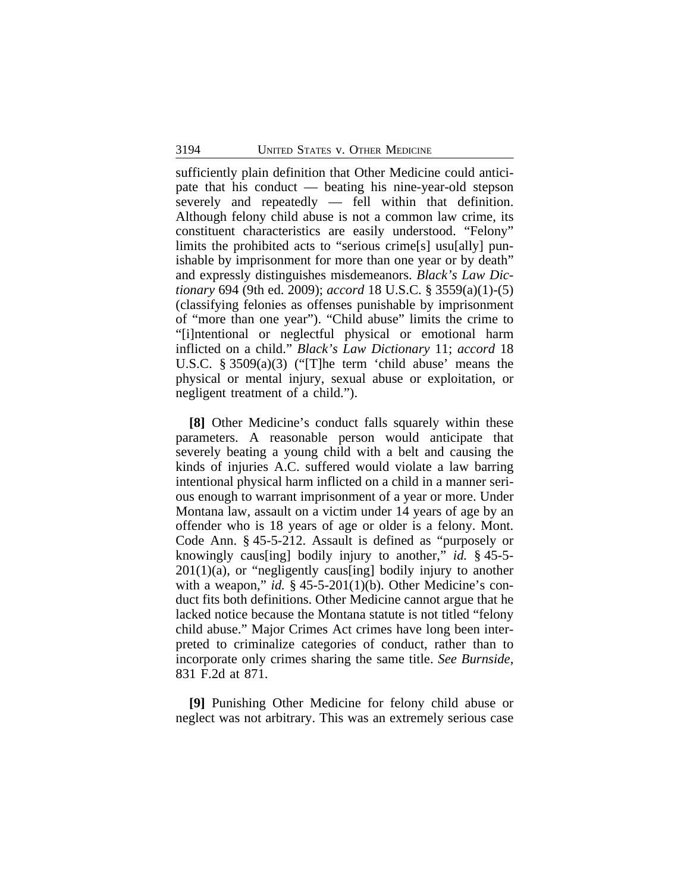sufficiently plain definition that Other Medicine could anticipate that his conduct — beating his nine-year-old stepson severely and repeatedly — fell within that definition. Although felony child abuse is not a common law crime, its constituent characteristics are easily understood. "Felony" limits the prohibited acts to "serious crime[s] usu[ally] punishable by imprisonment for more than one year or by death" and expressly distinguishes misdemeanors. *Black's Law Dictionary* 694 (9th ed. 2009); *accord* 18 U.S.C. § 3559(a)(1)-(5) (classifying felonies as offenses punishable by imprisonment of "more than one year"). "Child abuse" limits the crime to "[i]ntentional or neglectful physical or emotional harm inflicted on a child." *Black's Law Dictionary* 11; *accord* 18 U.S.C. § 3509(a)(3) ("[T]he term 'child abuse' means the physical or mental injury, sexual abuse or exploitation, or negligent treatment of a child.").

**[8]** Other Medicine's conduct falls squarely within these parameters. A reasonable person would anticipate that severely beating a young child with a belt and causing the kinds of injuries A.C. suffered would violate a law barring intentional physical harm inflicted on a child in a manner serious enough to warrant imprisonment of a year or more. Under Montana law, assault on a victim under 14 years of age by an offender who is 18 years of age or older is a felony. Mont. Code Ann. § 45-5-212. Assault is defined as "purposely or knowingly caus[ing] bodily injury to another," *id.* § 45-5-201(1)(a), or "negligently caus[ing] bodily injury to another with a weapon," *id.* § 45-5-201(1)(b). Other Medicine's conduct fits both definitions. Other Medicine cannot argue that he lacked notice because the Montana statute is not titled "felony child abuse." Major Crimes Act crimes have long been interpreted to criminalize categories of conduct, rather than to incorporate only crimes sharing the same title. *See Burnside*, 831 F.2d at 871.

**[9]** Punishing Other Medicine for felony child abuse or neglect was not arbitrary. This was an extremely serious case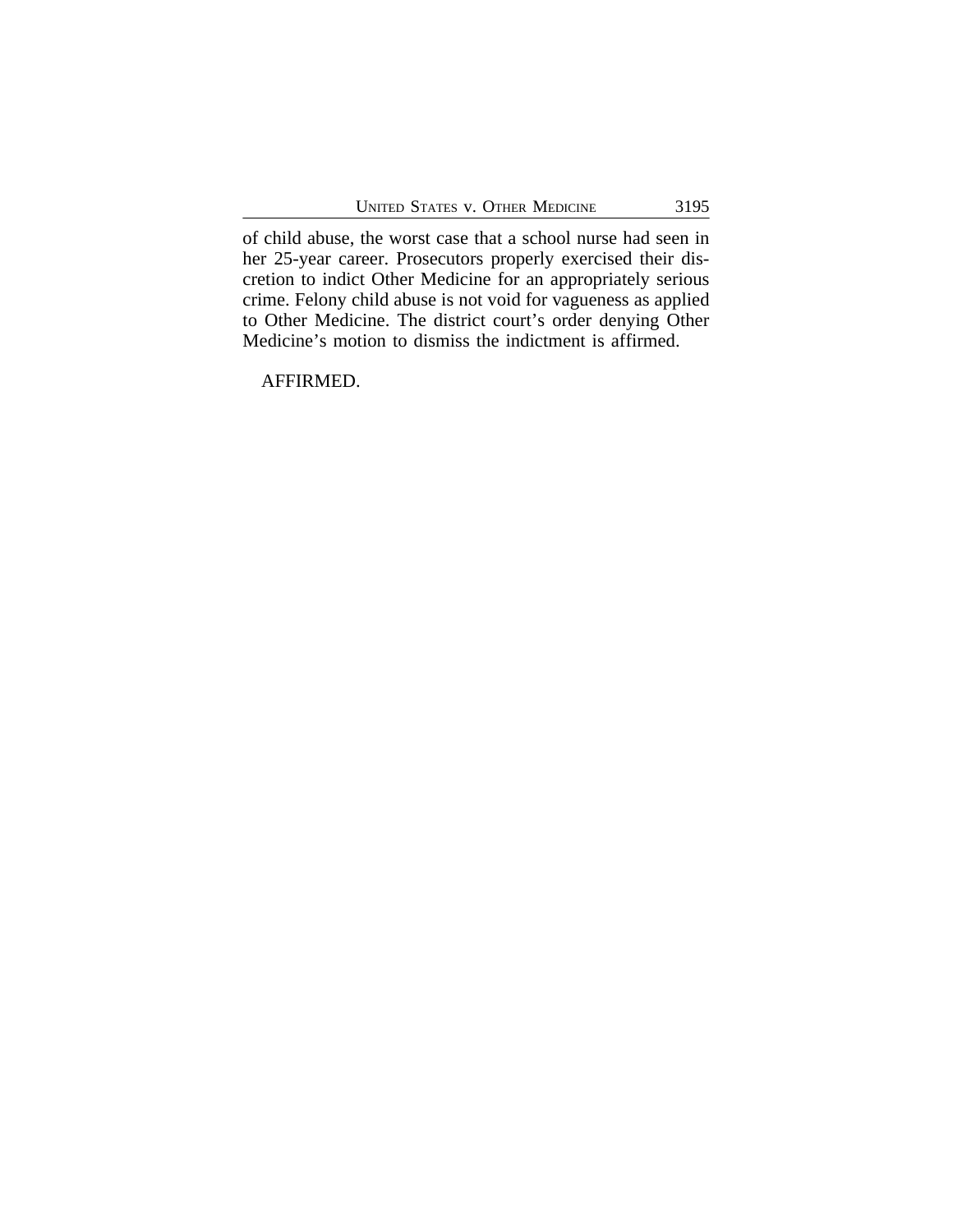of child abuse, the worst case that a school nurse had seen in her 25-year career. Prosecutors properly exercised their discretion to indict Other Medicine for an appropriately serious crime. Felony child abuse is not void for vagueness as applied to Other Medicine. The district court's order denying Other Medicine's motion to dismiss the indictment is affirmed.

AFFIRMED.